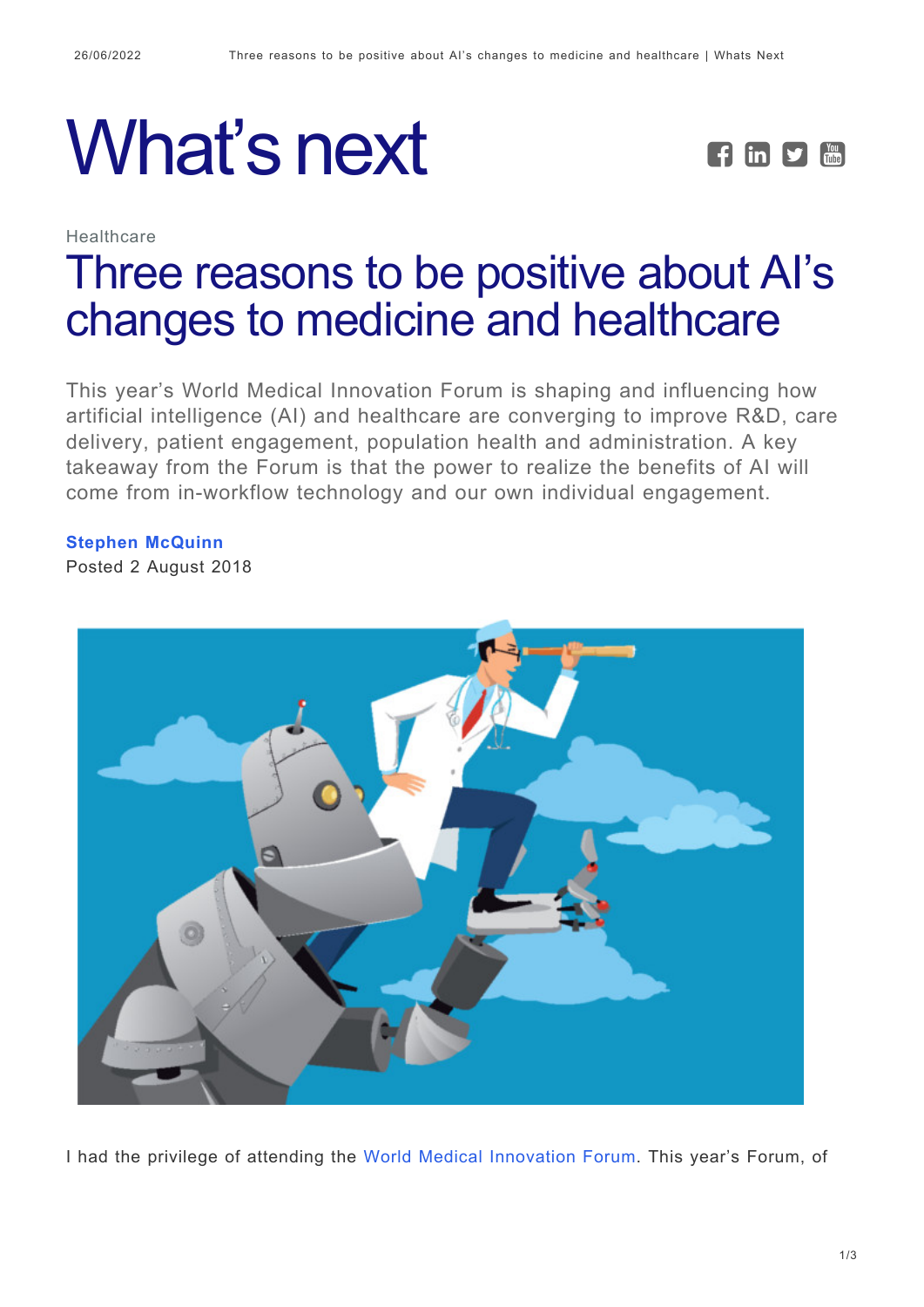# What's next

Healthcare

## Three reasons to be positive about AI's changes to medicine and healthcare

This year's World Medical Innovation Forum is shaping and influencing how artificial intelligence (AI) and healthcare are converging to improve R&D, care delivery, patient engagement, population health and administration. A key takeaway from the Forum is that the power to realize the benefits of AI will come from in-workflow technology and our own individual engagement.

**Stephen McQuinn**
Posted 2 August 2018

I had the privilege of attending the World Medical Innovation Forum. This year's Forum, of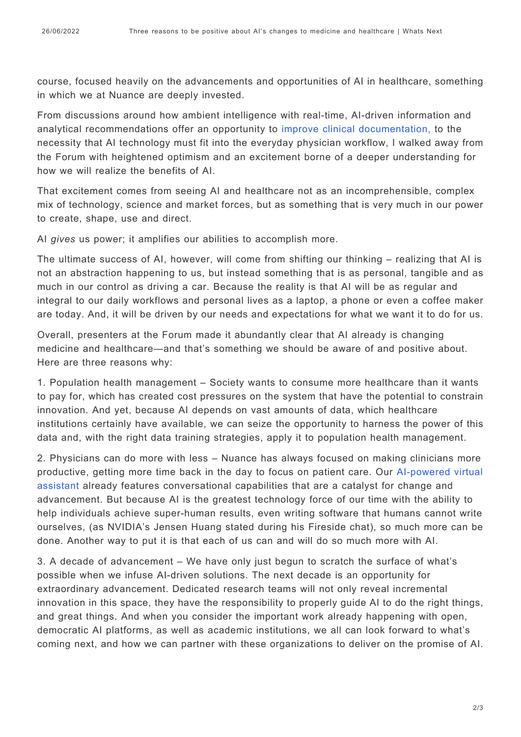course, focused heavily on the advancements and opportunities of AI in healthcare, something in which we at Nuance are deeply invested.

From discussions around how ambient intelligence with real-time, AI-driven information and analytical recommendations offer an opportunity to improve clinical documentation, to the necessity that AI technology must fit into the everyday physician workflow, I walked away from the Forum with heightened optimism and an excitement borne of a deeper understanding for how we will realize the benefits of AI.

That excitement comes from seeing AI and healthcare not as an incomprehensible, complex mix of technology, science and market forces, but as something that is very much in our power to create, shape, use and direct.

AI *gives* us power; it amplifies our abilities to accomplish more.

The ultimate success of AI, however, will come from shifting our thinking – realizing that AI is not an abstraction happening to us, but instead something that is as personal, tangible and as much in our control as driving a car. Because the reality is that AI will be as regular and integral to our daily workflows and personal lives as a laptop, a phone or even a coffee maker are today. And, it will be driven by our needs and expectations for what we want it to do for us.

Overall, presenters at the Forum made it abundantly clear that AI already is changing medicine and healthcare—and that's something we should be aware of and positive about. Here are three reasons why:

1. Population health management – Society wants to consume more healthcare than it wants to pay for, which has created cost pressures on the system that have the potential to constrain innovation. And yet, because AI depends on vast amounts of data, which healthcare institutions certainly have available, we can seize the opportunity to harness the power of this data and, with the right data training strategies, apply it to population health management.

2. Physicians can do more with less – Nuance has always focused on making clinicians more productive, getting more time back in the day to focus on patient care. Our AI-powered virtual assistant already features conversational capabilities that are a catalyst for change and advancement. But because AI is the greatest technology force of our time with the ability to help individuals achieve super-human results, even writing software that humans cannot write ourselves, (as NVIDIA's Jensen Huang stated during his Fireside chat), so much more can be done. Another way to put it is that each of us can and will do so much more with AI.

3. A decade of advancement – We have only just begun to scratch the surface of what's possible when we infuse AI-driven solutions. The next decade is an opportunity for extraordinary advancement. Dedicated research teams will not only reveal incremental innovation in this space, they have the responsibility to properly guide AI to do the right things, and great things. And when you consider the important work already happening with open, democratic AI platforms, as well as academic institutions, we all can look forward to what's coming next, and how we can partner with these organizations to deliver on the promise of AI.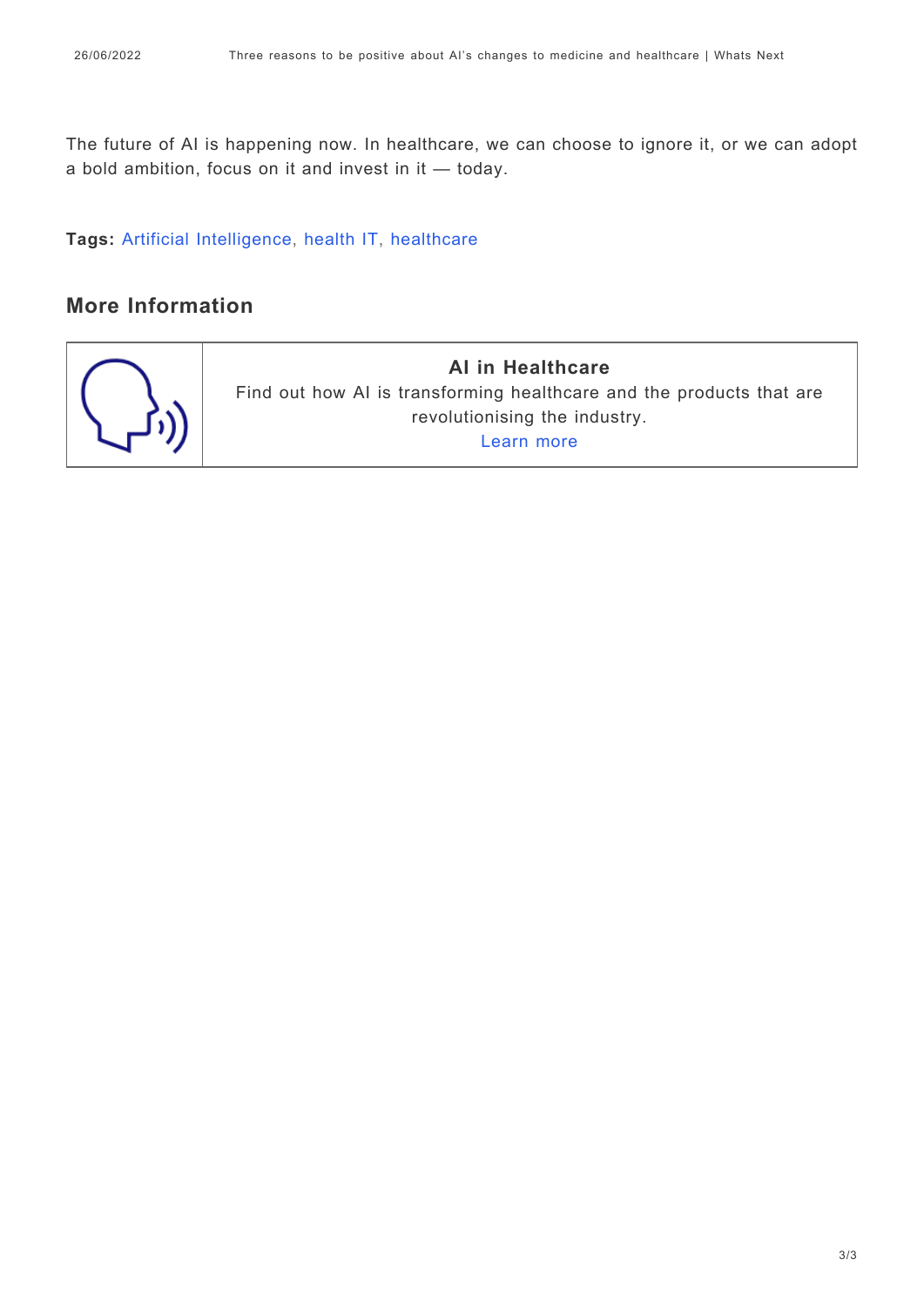The future of AI is happening now. In healthcare, we can choose to ignore it, or we can adopt a bold ambition, focus on it and invest in it — today.

**Tags:** Artificial Intelligence, health IT, healthcare

## More Information

**AI in Healthcare**

Find out how AI is transforming healthcare and the products that are revolutionising the industry.

Learn more